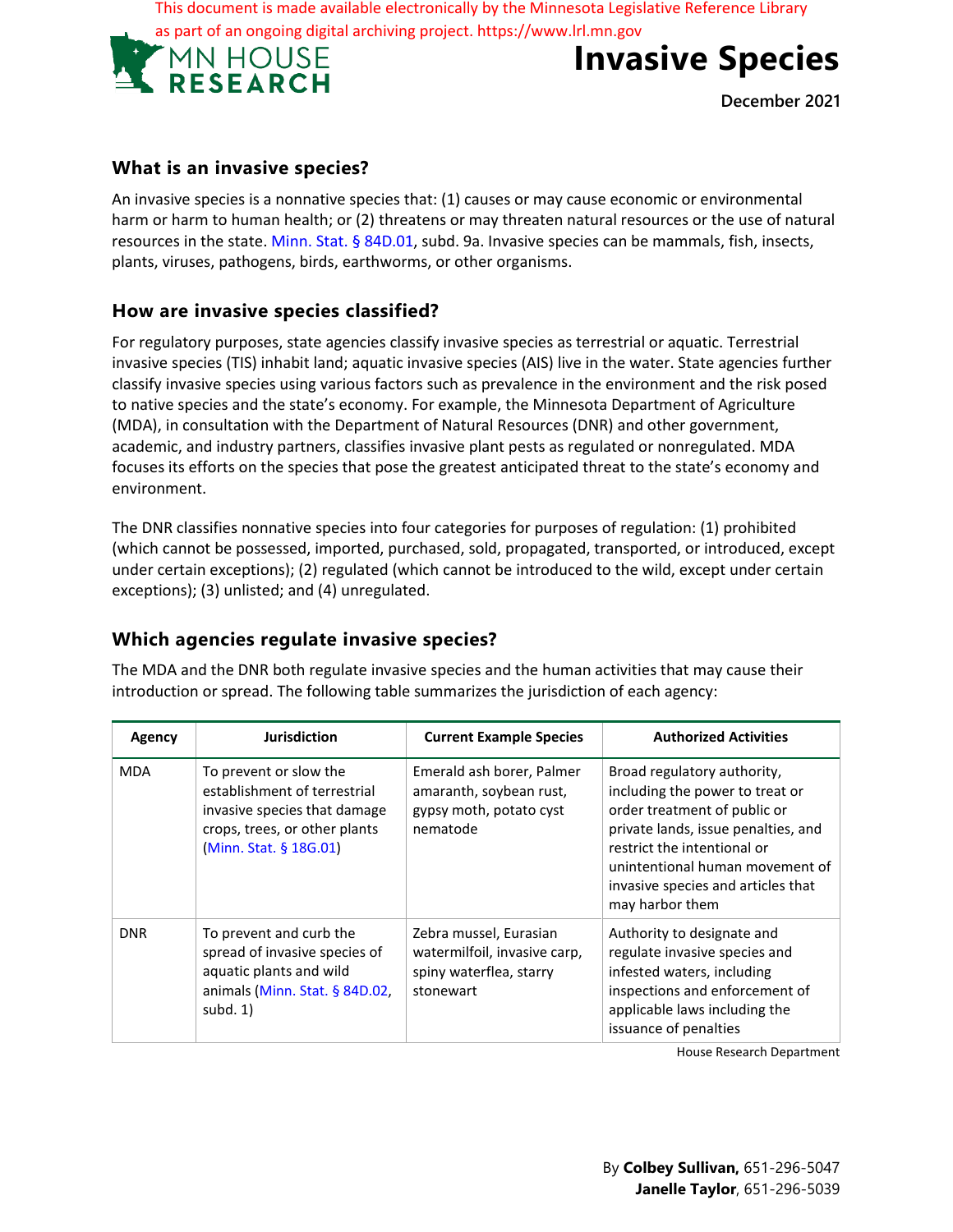This document is made available electronically by the Minnesota Legislative Reference Library as part of an ongoing digital archiving project. https://www.lrl.mn.gov

MN HOUSE RESEARCH

# Invasive Species

December 2021

## What is an invasive species?

An invasive species is a nonnative species that: (1) causes or may cause economic or environmental harm or harm to human health; or (2) threatens or may threaten natural resources or the use of natural resources in the state. Minn. Stat. § 84D.01, subd. 9a. Invasive species can be mammals, fish, insects, plants, viruses, pathogens, birds, earthworms, or other organisms.

## How are invasive species classified?

For regulatory purposes, state agencies classify invasive species as terrestrial or aquatic. Terrestrial invasive species (TIS) inhabit land; aquatic invasive species (AIS) live in the water. State agencies further classify invasive species using various factors such as prevalence in the environment and the risk posed to native species and the state's economy. For example, the Minnesota Department of Agriculture (MDA), in consultation with the Department of Natural Resources (DNR) and other government, academic, and industry partners, classifies invasive plant pests as regulated or nonregulated. MDA focuses its efforts on the species that pose the greatest anticipated threat to the state's economy and environment.

The DNR classifies nonnative species into four categories for purposes of regulation: (1) prohibited (which cannot be possessed, imported, purchased, sold, propagated, transported, or introduced, except under certain exceptions); (2) regulated (which cannot be introduced to the wild, except under certain exceptions); (3) unlisted; and (4) unregulated.

## Which agencies regulate invasive species?

The MDA and the DNR both regulate invasive species and the human activities that may cause their introduction or spread. The following table summarizes the jurisdiction of each agency:

| Agency | Jurisdiction | Current Example Species | Authorized Activities |
|---|---|---|---|
| MDA | To prevent or slow the establishment of terrestrial invasive species that damage crops, trees, or other plants (Minn. Stat. § 18G.01) | Emerald ash borer, Palmer amaranth, soybean rust, gypsy moth, potato cyst nematode | Broad regulatory authority, including the power to treat or order treatment of public or private lands, issue penalties, and restrict the intentional or unintentional human movement of invasive species and articles that may harbor them |
| DNR | To prevent and curb the spread of invasive species of aquatic plants and wild animals (Minn. Stat. § 84D.02, subd. 1) | Zebra mussel, Eurasian watermilfoil, invasive carp, spiny waterflea, starry stonewart | Authority to designate and regulate invasive species and infested waters, including inspections and enforcement of applicable laws including the issuance of penalties |

House Research Department

By **Colbey Sullivan**, 651-296-5047
**Janelle Taylor**, 651-296-5039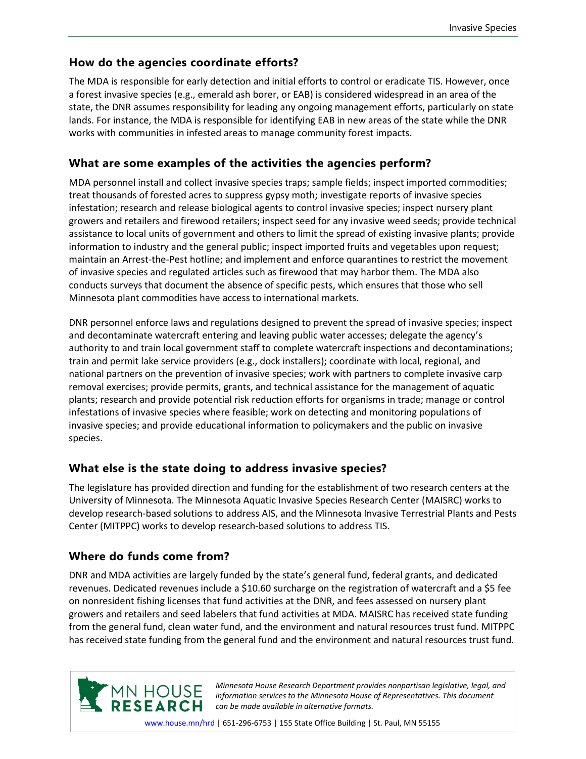## How do the agencies coordinate efforts?

The MDA is responsible for early detection and initial efforts to control or eradicate TIS. However, once a forest invasive species (e.g., emerald ash borer, or EAB) is considered widespread in an area of the state, the DNR assumes responsibility for leading any ongoing management efforts, particularly on state lands. For instance, the MDA is responsible for identifying EAB in new areas of the state while the DNR works with communities in infested areas to manage community forest impacts.

## What are some examples of the activities the agencies perform?

MDA personnel install and collect invasive species traps; sample fields; inspect imported commodities; treat thousands of forested acres to suppress gypsy moth; investigate reports of invasive species infestation; research and release biological agents to control invasive species; inspect nursery plant growers and retailers and firewood retailers; inspect seed for any invasive weed seeds; provide technical assistance to local units of government and others to limit the spread of existing invasive plants; provide information to industry and the general public; inspect imported fruits and vegetables upon request; maintain an Arrest-the-Pest hotline; and implement and enforce quarantines to restrict the movement of invasive species and regulated articles such as firewood that may harbor them. The MDA also conducts surveys that document the absence of specific pests, which ensures that those who sell Minnesota plant commodities have access to international markets.

DNR personnel enforce laws and regulations designed to prevent the spread of invasive species; inspect and decontaminate watercraft entering and leaving public water accesses; delegate the agency's authority to and train local government staff to complete watercraft inspections and decontaminations; train and permit lake service providers (e.g., dock installers); coordinate with local, regional, and national partners on the prevention of invasive species; work with partners to complete invasive carp removal exercises; provide permits, grants, and technical assistance for the management of aquatic plants; research and provide potential risk reduction efforts for organisms in trade; manage or control infestations of invasive species where feasible; work on detecting and monitoring populations of invasive species; and provide educational information to policymakers and the public on invasive species.

## What else is the state doing to address invasive species?

The legislature has provided direction and funding for the establishment of two research centers at the University of Minnesota. The Minnesota Aquatic Invasive Species Research Center (MAISRC) works to develop research-based solutions to address AIS, and the Minnesota Invasive Terrestrial Plants and Pests Center (MITPPC) works to develop research-based solutions to address TIS.

## Where do funds come from?

DNR and MDA activities are largely funded by the state's general fund, federal grants, and dedicated revenues. Dedicated revenues include a $10.60 surcharge on the registration of watercraft and a $5 fee on nonresident fishing licenses that fund activities at the DNR, and fees assessed on nursery plant growers and retailers and seed labelers that fund activities at MDA. MAISRC has received state funding from the general fund, clean water fund, and the environment and natural resources trust fund. MITPPC has received state funding from the general fund and the environment and natural resources trust fund.

MN HOUSE RESEARCH

*Minnesota House Research Department provides nonpartisan legislative, legal, and information services to the Minnesota House of Representatives. This document can be made available in alternative formats.*

www.house.mn/hrd | 651-296-6753 | 155 State Office Building | St. Paul, MN 55155